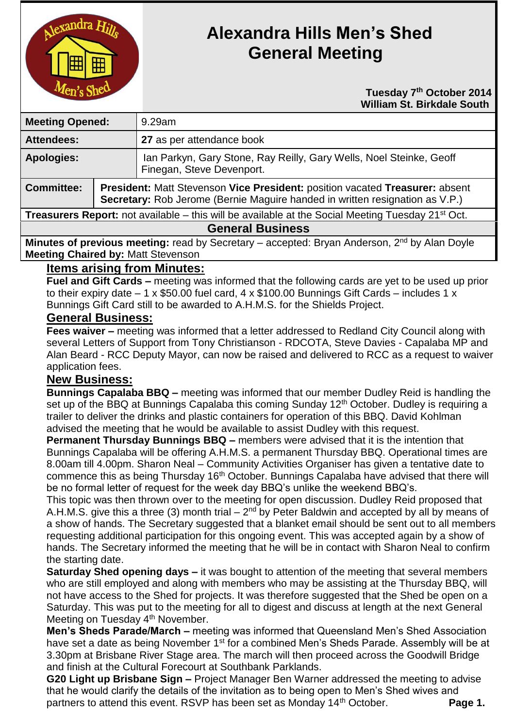# Alexandra Hills Men's Shed General Meeting

**Tuesday 7th October 2014**
**William St. Birkdale South**

| | |
|---|---|
| **Meeting Opened:** | 9.29am |
| **Attendees:** | **27** as per attendance book |
| **Apologies:** | Ian Parkyn, Gary Stone, Ray Reilly, Gary Wells, Noel Steinke, Geoff Finegan, Steve Devenport. |
| **Committee:** | **President:** Matt Stevenson **Vice President:** position vacated **Treasurer:** absent **Secretary:** Rob Jerome (Bernie Maguire handed in written resignation as V.P.) |

**Treasurers Report:** not available – this will be available at the Social Meeting Tuesday 21st Oct.

## General Business

**Minutes of previous meeting:** read by Secretary – accepted: Bryan Anderson, 2nd by Alan Doyle
**Meeting Chaired by:** Matt Stevenson

### Items arising from Minutes:

**Fuel and Gift Cards –** meeting was informed that the following cards are yet to be used up prior to their expiry date – 1 x $50.00 fuel card, 4 x $100.00 Bunnings Gift Cards – includes 1 x Bunnings Gift Card still to be awarded to A.H.M.S. for the Shields Project.

### General Business:

**Fees waiver –** meeting was informed that a letter addressed to Redland City Council along with several Letters of Support from Tony Christianson - RDCOTA, Steve Davies - Capalaba MP and Alan Beard - RCC Deputy Mayor, can now be raised and delivered to RCC as a request to waiver application fees.

### New Business:

**Bunnings Capalaba BBQ –** meeting was informed that our member Dudley Reid is handling the set up of the BBQ at Bunnings Capalaba this coming Sunday 12th October. Dudley is requiring a trailer to deliver the drinks and plastic containers for operation of this BBQ. David Kohlman advised the meeting that he would be available to assist Dudley with this request.

**Permanent Thursday Bunnings BBQ –** members were advised that it is the intention that Bunnings Capalaba will be offering A.H.M.S. a permanent Thursday BBQ. Operational times are 8.00am till 4.00pm. Sharon Neal – Community Activities Organiser has given a tentative date to commence this as being Thursday 16th October. Bunnings Capalaba have advised that there will be no formal letter of request for the week day BBQ's unlike the weekend BBQ's.

This topic was then thrown over to the meeting for open discussion. Dudley Reid proposed that A.H.M.S. give this a three (3) month trial – 2nd by Peter Baldwin and accepted by all by means of a show of hands. The Secretary suggested that a blanket email should be sent out to all members requesting additional participation for this ongoing event. This was accepted again by a show of hands. The Secretary informed the meeting that he will be in contact with Sharon Neal to confirm the starting date.

**Saturday Shed opening days –** it was bought to attention of the meeting that several members who are still employed and along with members who may be assisting at the Thursday BBQ, will not have access to the Shed for projects. It was therefore suggested that the Shed be open on a Saturday. This was put to the meeting for all to digest and discuss at length at the next General Meeting on Tuesday 4th November.

**Men's Sheds Parade/March –** meeting was informed that Queensland Men's Shed Association have set a date as being November 1st for a combined Men's Sheds Parade. Assembly will be at 3.30pm at Brisbane River Stage area. The march will then proceed across the Goodwill Bridge and finish at the Cultural Forecourt at Southbank Parklands.

**G20 Light up Brisbane Sign –** Project Manager Ben Warner addressed the meeting to advise that he would clarify the details of the invitation as to being open to Men's Shed wives and partners to attend this event. RSVP has been set as Monday 14th October.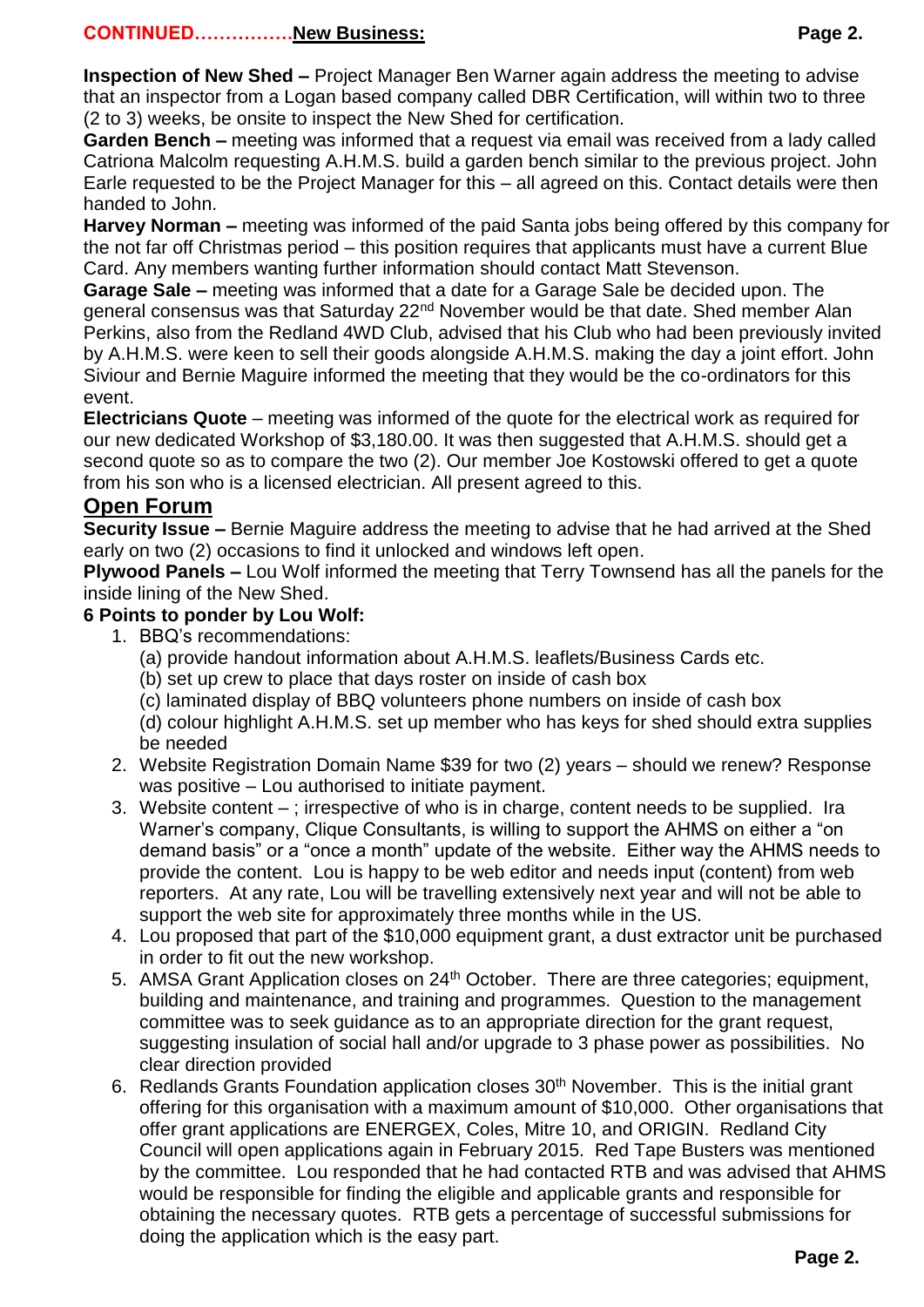**CONTINUED…………….New Business:**

**Inspection of New Shed –** Project Manager Ben Warner again address the meeting to advise that an inspector from a Logan based company called DBR Certification, will within two to three (2 to 3) weeks, be onsite to inspect the New Shed for certification.

**Garden Bench –** meeting was informed that a request via email was received from a lady called Catriona Malcolm requesting A.H.M.S. build a garden bench similar to the previous project. John Earle requested to be the Project Manager for this – all agreed on this. Contact details were then handed to John.

**Harvey Norman –** meeting was informed of the paid Santa jobs being offered by this company for the not far off Christmas period – this position requires that applicants must have a current Blue Card. Any members wanting further information should contact Matt Stevenson.

**Garage Sale –** meeting was informed that a date for a Garage Sale be decided upon. The general consensus was that Saturday 22nd November would be that date. Shed member Alan Perkins, also from the Redland 4WD Club, advised that his Club who had been previously invited by A.H.M.S. were keen to sell their goods alongside A.H.M.S. making the day a joint effort. John Siviour and Bernie Maguire informed the meeting that they would be the co-ordinators for this event.

**Electricians Quote** – meeting was informed of the quote for the electrical work as required for our new dedicated Workshop of $3,180.00. It was then suggested that A.H.M.S. should get a second quote so as to compare the two (2). Our member Joe Kostowski offered to get a quote from his son who is a licensed electrician. All present agreed to this.

## Open Forum

**Security Issue –** Bernie Maguire address the meeting to advise that he had arrived at the Shed early on two (2) occasions to find it unlocked and windows left open.

**Plywood Panels –** Lou Wolf informed the meeting that Terry Townsend has all the panels for the inside lining of the New Shed.

**6 Points to ponder by Lou Wolf:**

1. BBQ's recommendations:
   (a) provide handout information about A.H.M.S. leaflets/Business Cards etc.
   (b) set up crew to place that days roster on inside of cash box
   (c) laminated display of BBQ volunteers phone numbers on inside of cash box
   (d) colour highlight A.H.M.S. set up member who has keys for shed should extra supplies be needed
2. Website Registration Domain Name $39 for two (2) years – should we renew? Response was positive – Lou authorised to initiate payment.
3. Website content – ; irrespective of who is in charge, content needs to be supplied. Ira Warner's company, Clique Consultants, is willing to support the AHMS on either a "on demand basis" or a "once a month" update of the website. Either way the AHMS needs to provide the content. Lou is happy to be web editor and needs input (content) from web reporters. At any rate, Lou will be travelling extensively next year and will not be able to support the web site for approximately three months while in the US.
4. Lou proposed that part of the $10,000 equipment grant, a dust extractor unit be purchased in order to fit out the new workshop.
5. AMSA Grant Application closes on 24th October. There are three categories; equipment, building and maintenance, and training and programmes. Question to the management committee was to seek guidance as to an appropriate direction for the grant request, suggesting insulation of social hall and/or upgrade to 3 phase power as possibilities. No clear direction provided
6. Redlands Grants Foundation application closes 30th November. This is the initial grant offering for this organisation with a maximum amount of $10,000. Other organisations that offer grant applications are ENERGEX, Coles, Mitre 10, and ORIGIN. Redland City Council will open applications again in February 2015. Red Tape Busters was mentioned by the committee. Lou responded that he had contacted RTB and was advised that AHMS would be responsible for finding the eligible and applicable grants and responsible for obtaining the necessary quotes. RTB gets a percentage of successful submissions for doing the application which is the easy part.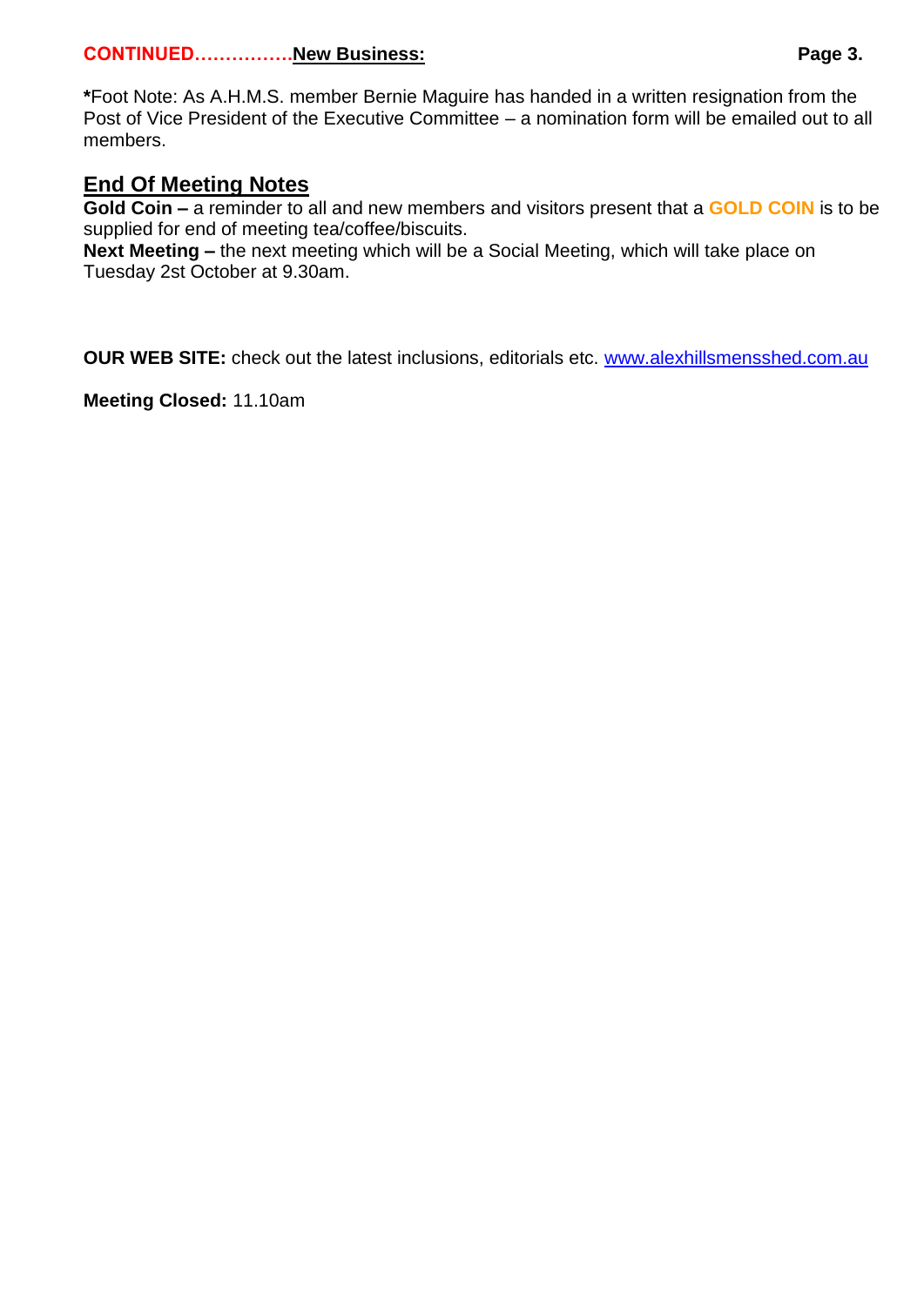**CONTINUED…………….New Business:**

***Foot Note:** As A.H.M.S. member Bernie Maguire has handed in a written resignation from the Post of Vice President of the Executive Committee – a nomination form will be emailed out to all members.

## End Of Meeting Notes

**Gold Coin –** a reminder to all and new members and visitors present that a **GOLD COIN** is to be supplied for end of meeting tea/coffee/biscuits.
**Next Meeting –** the next meeting which will be a Social Meeting, which will take place on Tuesday 2st October at 9.30am.

**OUR WEB SITE:** check out the latest inclusions, editorials etc. www.alexhillsmensshed.com.au

**Meeting Closed:** 11.10am